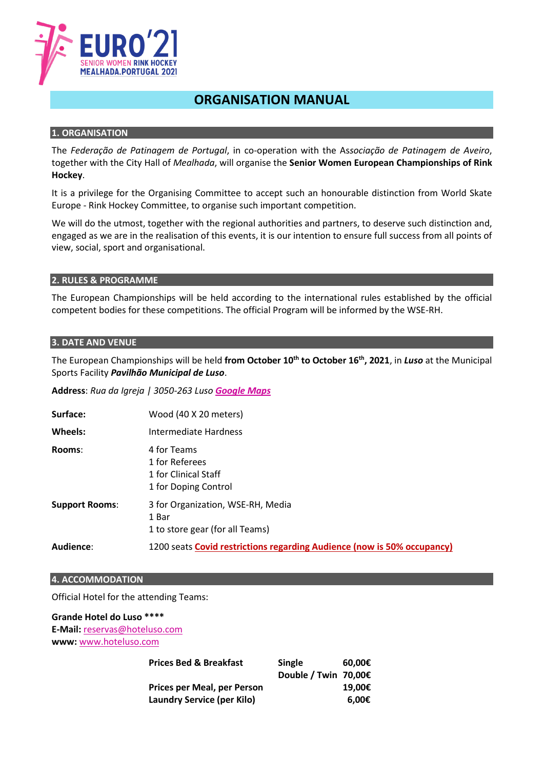EURO'21
SENIOR WOMEN RINK HOCKEY
MEALHADA.PORTUGAL 2021

# ORGANISATION MANUAL

## 1. ORGANISATION

The *Federação de Patinagem de Portugal*, in co-operation with the As*sociação de Patinagem de Aveiro*, together with the City Hall of *Mealhada*, will organise the **Senior Women European Championships of Rink Hockey**.

It is a privilege for the Organising Committee to accept such an honourable distinction from World Skate Europe - Rink Hockey Committee, to organise such important competition.

We will do the utmost, together with the regional authorities and partners, to deserve such distinction and, engaged as we are in the realisation of this events, it is our intention to ensure full success from all points of view, social, sport and organisational.

## 2. RULES & PROGRAMME

The European Championships will be held according to the international rules established by the official competent bodies for these competitions. The official Program will be informed by the WSE-RH.

## 3. DATE AND VENUE

The European Championships will be held **from October 10th to October 16th, 2021**, in ***Luso*** at the Municipal Sports Facility ***Pavilhão Municipal de Luso***.

**Address**: *Rua da Igreja | 3050-263 Luso* ***Google Maps***

| | |
|---|---|
| **Surface:** | Wood (40 X 20 meters) |
| **Wheels:** | Intermediate Hardness |
| **Rooms**: | 4 for Teams<br>1 for Referees<br>1 for Clinical Staff<br>1 for Doping Control |
| **Support Rooms**: | 3 for Organization, WSE-RH, Media<br>1 Bar<br>1 to store gear (for all Teams) |
| **Audience**: | 1200 seats **Covid restrictions regarding Audience (now is 50% occupancy)** |

## 4. ACCOMMODATION

Official Hotel for the attending Teams:

**Grande Hotel do Luso ****
**E-Mail:** reservas@hoteluso.com
**www:** www.hoteluso.com

| | | |
|---|---|---|
| **Prices Bed & Breakfast** | **Single** | **60,00€** |
| | **Double / Twin** | **70,00€** |
| **Prices per Meal, per Person** | | **19,00€** |
| **Laundry Service (per Kilo)** | | **6,00€** |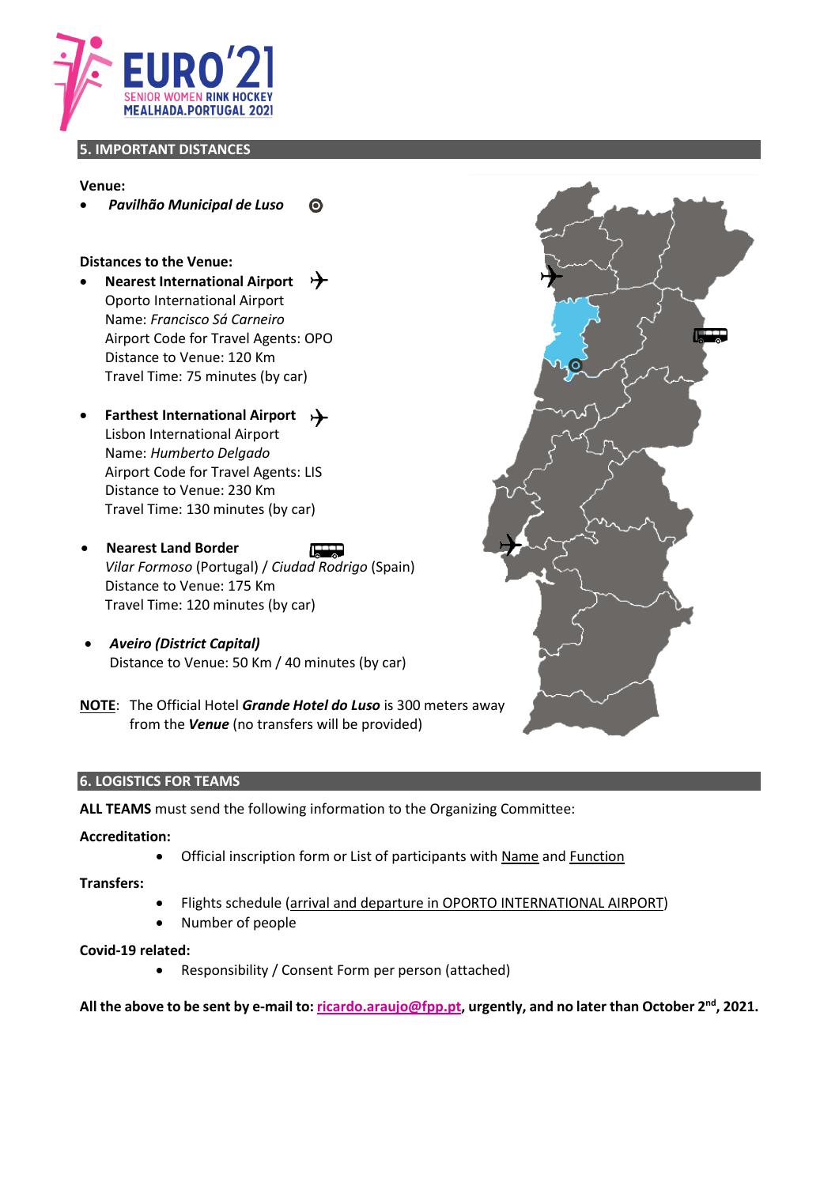## 5. IMPORTANT DISTANCES

**Venue:**

- ***Pavilhão Municipal de Luso***

**Distances to the Venue:**

- **Nearest International Airport**
  Oporto International Airport
  Name: *Francisco Sá Carneiro*
  Airport Code for Travel Agents: OPO
  Distance to Venue: 120 Km
  Travel Time: 75 minutes (by car)

- **Farthest International Airport**
  Lisbon International Airport
  Name: *Humberto Delgado*
  Airport Code for Travel Agents: LIS
  Distance to Venue: 230 Km
  Travel Time: 130 minutes (by car)

- **Nearest Land Border**
  *Vilar Formoso* (Portugal) / *Ciudad Rodrigo* (Spain)
  Distance to Venue: 175 Km
  Travel Time: 120 minutes (by car)

- ***Aveiro (District Capital)***
  Distance to Venue: 50 Km / 40 minutes (by car)

NOTE: The Official Hotel ***Grande Hotel do Luso*** is 300 meters away from the ***Venue*** (no transfers will be provided)

## 6. LOGISTICS FOR TEAMS

**ALL TEAMS** must send the following information to the Organizing Committee:

**Accreditation:**

- Official inscription form or List of participants with Name and Function

**Transfers:**

- Flights schedule (arrival and departure in OPORTO INTERNATIONAL AIRPORT)
- Number of people

**Covid-19 related:**

- Responsibility / Consent Form per person (attached)

**All the above to be sent by e-mail to: ricardo.araujo@fpp.pt, urgently, and no later than October 2nd, 2021.**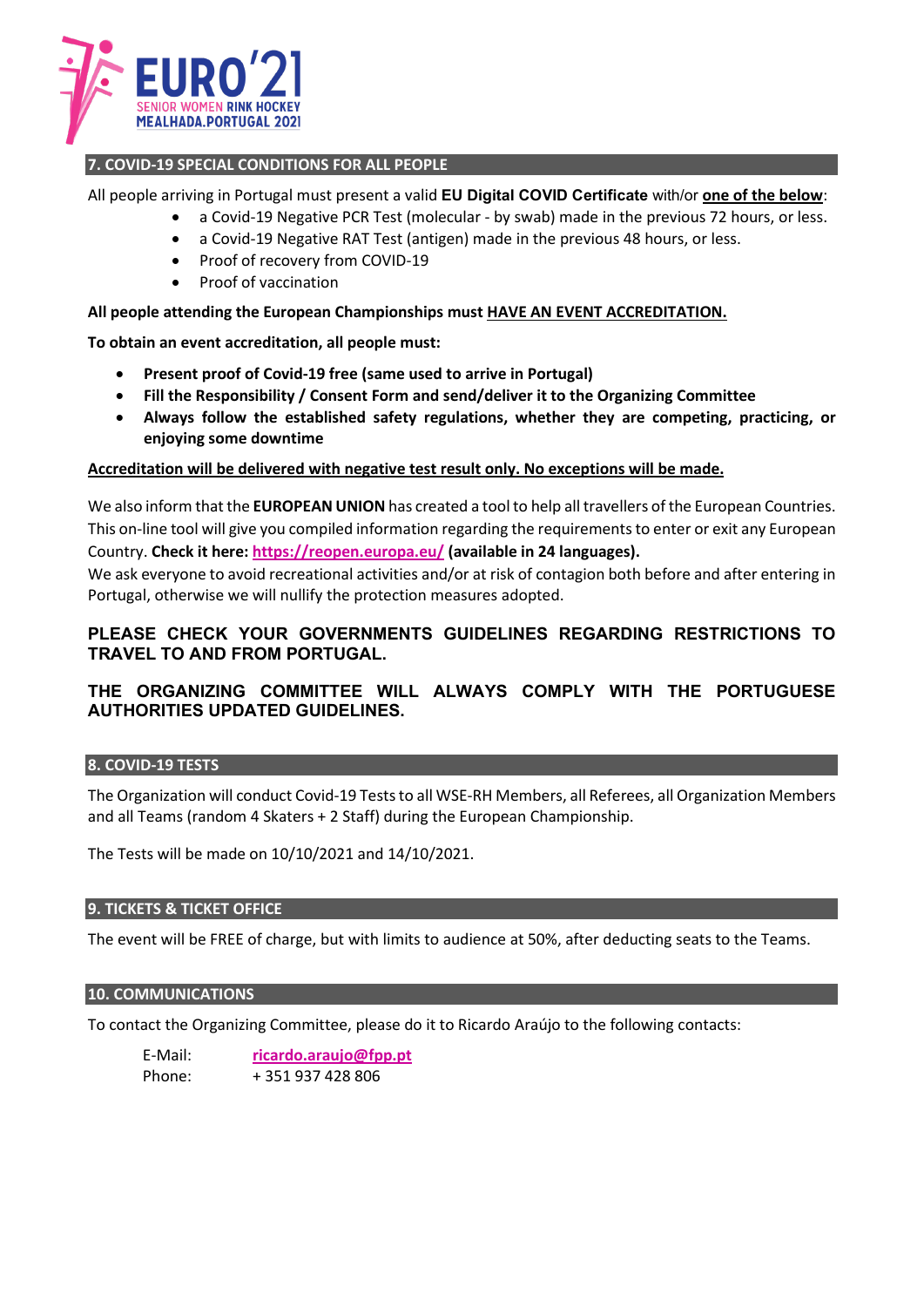## 7. COVID-19 SPECIAL CONDITIONS FOR ALL PEOPLE

All people arriving in Portugal must present a valid **EU Digital COVID Certificate** with/or **one of the below**:

- a Covid-19 Negative PCR Test (molecular - by swab) made in the previous 72 hours, or less.
- a Covid-19 Negative RAT Test (antigen) made in the previous 48 hours, or less.
- Proof of recovery from COVID-19
- Proof of vaccination

**All people attending the European Championships must HAVE AN EVENT ACCREDITATION.**

**To obtain an event accreditation, all people must:**

- **Present proof of Covid-19 free (same used to arrive in Portugal)**
- **Fill the Responsibility / Consent Form and send/deliver it to the Organizing Committee**
- **Always follow the established safety regulations, whether they are competing, practicing, or enjoying some downtime**

**Accreditation will be delivered with negative test result only. No exceptions will be made.**

We also inform that the **EUROPEAN UNION** has created a tool to help all travellers of the European Countries. This on-line tool will give you compiled information regarding the requirements to enter or exit any European Country. **Check it here: https://reopen.europa.eu/ (available in 24 languages).**

We ask everyone to avoid recreational activities and/or at risk of contagion both before and after entering in Portugal, otherwise we will nullify the protection measures adopted.

**PLEASE CHECK YOUR GOVERNMENTS GUIDELINES REGARDING RESTRICTIONS TO TRAVEL TO AND FROM PORTUGAL.**

**THE ORGANIZING COMMITTEE WILL ALWAYS COMPLY WITH THE PORTUGUESE AUTHORITIES UPDATED GUIDELINES.**

## 8. COVID-19 TESTS

The Organization will conduct Covid-19 Tests to all WSE-RH Members, all Referees, all Organization Members and all Teams (random 4 Skaters + 2 Staff) during the European Championship.

The Tests will be made on 10/10/2021 and 14/10/2021.

## 9. TICKETS & TICKET OFFICE

The event will be FREE of charge, but with limits to audience at 50%, after deducting seats to the Teams.

## 10. COMMUNICATIONS

To contact the Organizing Committee, please do it to Ricardo Araújo to the following contacts:

E-Mail: **ricardo.araujo@fpp.pt**
Phone: + 351 937 428 806